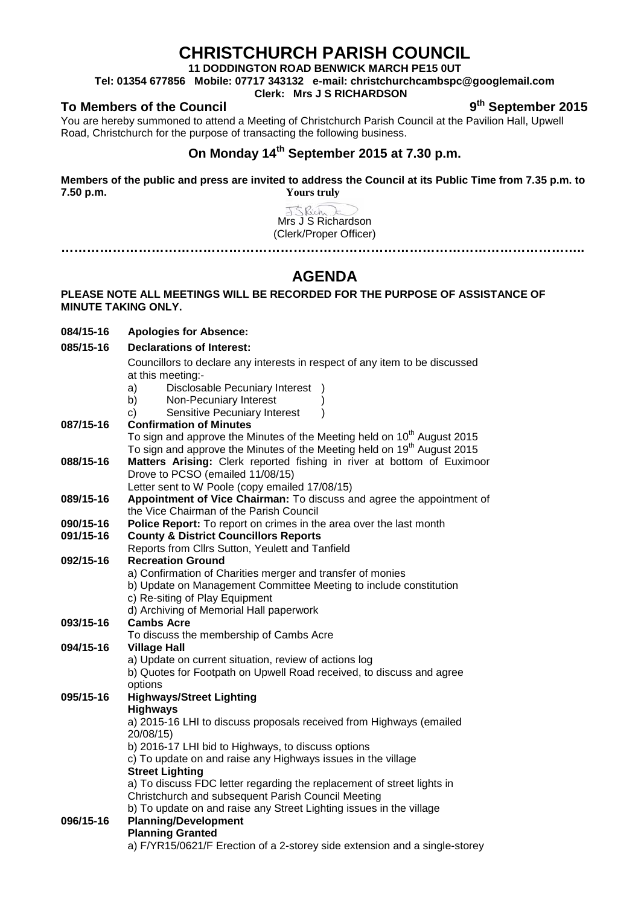# CHRISTCHURCH PARISH COUNCIL

**11 DODDINGTON ROAD BENWICK MARCH PE15 0UT**

**Tel: 01354 677856 Mobile: 07717 343132 e-mail: christchurchcambspc@googlemail.com**

**Clerk: Mrs J S RICHARDSON**

**To Members of the Council** **9th September 2015**

You are hereby summoned to attend a Meeting of Christchurch Parish Council at the Pavilion Hall, Upwell Road, Christchurch for the purpose of transacting the following business.

## On Monday 14th September 2015 at 7.30 p.m.

**Members of the public and press are invited to address the Council at its Public Time from 7.35 p.m. to 7.50 p.m.**

**Yours truly**

Mrs J S Richardson
(Clerk/Proper Officer)

…………………………………………………………………………………………………………

## AGENDA

**PLEASE NOTE ALL MEETINGS WILL BE RECORDED FOR THE PURPOSE OF ASSISTANCE OF MINUTE TAKING ONLY.**

**084/15-16 Apologies for Absence:**

**085/15-16 Declarations of Interest:**

Councillors to declare any interests in respect of any item to be discussed at this meeting:-

a) Disclosable Pecuniary Interest )
b) Non-Pecuniary Interest )
c) Sensitive Pecuniary Interest )

**087/15-16 Confirmation of Minutes**

To sign and approve the Minutes of the Meeting held on 10th August 2015
To sign and approve the Minutes of the Meeting held on 19th August 2015

**088/15-16 Matters Arising:** Clerk reported fishing in river at bottom of Euximoor Drove to PCSO (emailed 11/08/15)
Letter sent to W Poole (copy emailed 17/08/15)

**089/15-16 Appointment of Vice Chairman:** To discuss and agree the appointment of the Vice Chairman of the Parish Council

**090/15-16 Police Report:** To report on crimes in the area over the last month

**091/15-16 County & District Councillors Reports**

Reports from Cllrs Sutton, Yeulett and Tanfield

**092/15-16 Recreation Ground**

a) Confirmation of Charities merger and transfer of monies
b) Update on Management Committee Meeting to include constitution
c) Re-siting of Play Equipment
d) Archiving of Memorial Hall paperwork

**093/15-16 Cambs Acre**

To discuss the membership of Cambs Acre

**094/15-16 Village Hall**

a) Update on current situation, review of actions log
b) Quotes for Footpath on Upwell Road received, to discuss and agree options

**095/15-16 Highways/Street Lighting**

**Highways**

a) 2015-16 LHI to discuss proposals received from Highways (emailed 20/08/15)
b) 2016-17 LHI bid to Highways, to discuss options
c) To update on and raise any Highways issues in the village

**Street Lighting**

a) To discuss FDC letter regarding the replacement of street lights in Christchurch and subsequent Parish Council Meeting
b) To update on and raise any Street Lighting issues in the village

**096/15-16 Planning/Development**

**Planning Granted**

a) F/YR15/0621/F Erection of a 2-storey side extension and a single-storey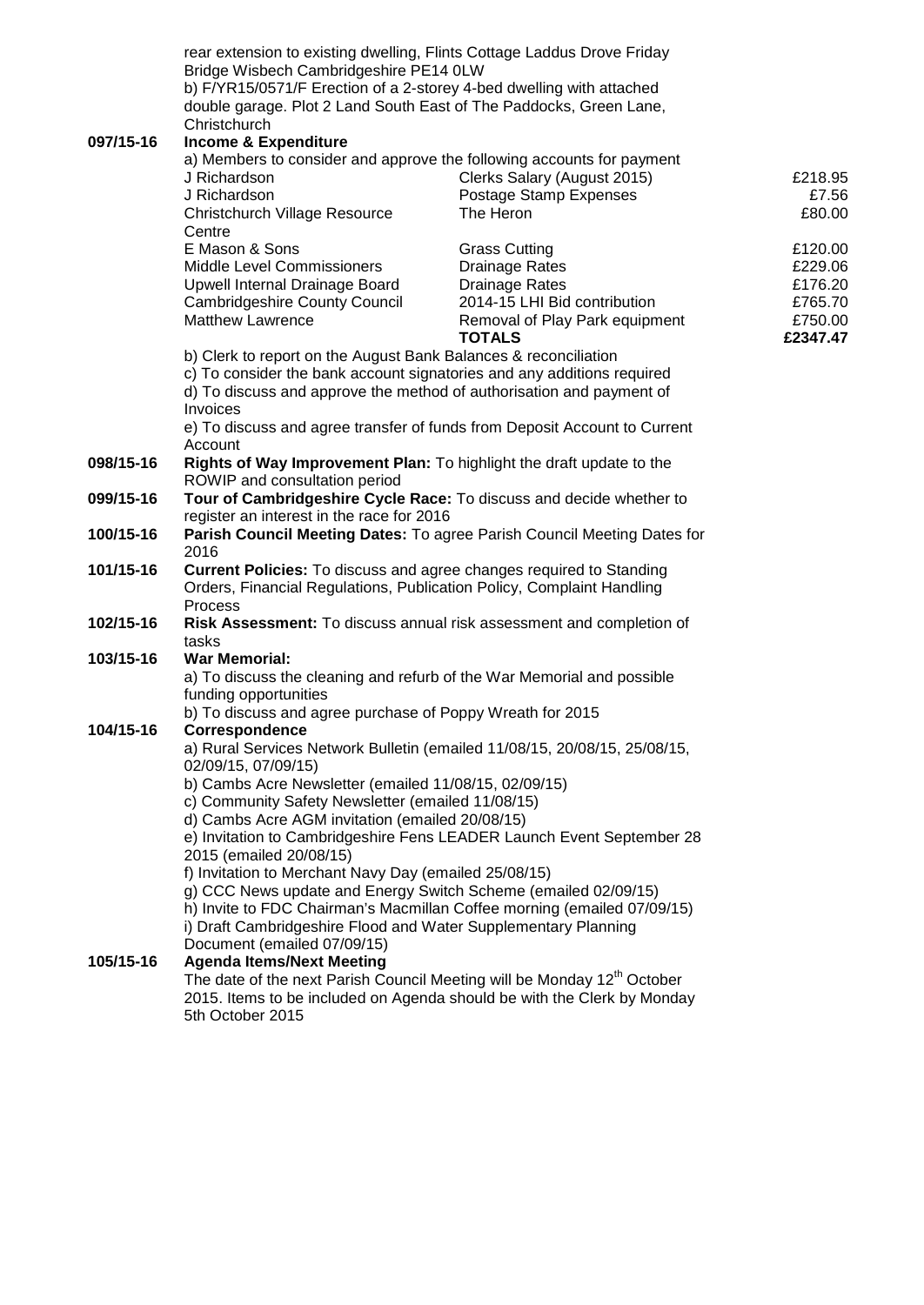rear extension to existing dwelling, Flints Cottage Laddus Drove Friday Bridge Wisbech Cambridgeshire PE14 0LW

b) F/YR15/0571/F Erection of a 2-storey 4-bed dwelling with attached double garage. Plot 2 Land South East of The Paddocks, Green Lane, Christchurch

**097/15-16 Income & Expenditure**

a) Members to consider and approve the following accounts for payment

| | | |
|---|---|---|
| J Richardson | Clerks Salary (August 2015) | £218.95 |
| J Richardson | Postage Stamp Expenses | £7.56 |
| Christchurch Village Resource Centre | The Heron | £80.00 |
| E Mason & Sons | Grass Cutting | £120.00 |
| Middle Level Commissioners | Drainage Rates | £229.06 |
| Upwell Internal Drainage Board | Drainage Rates | £176.20 |
| Cambridgeshire County Council | 2014-15 LHI Bid contribution | £765.70 |
| Matthew Lawrence | Removal of Play Park equipment | £750.00 |
| | **TOTALS** | **£2347.47** |

b) Clerk to report on the August Bank Balances & reconciliation

c) To consider the bank account signatories and any additions required

d) To discuss and approve the method of authorisation and payment of Invoices

e) To discuss and agree transfer of funds from Deposit Account to Current Account

**098/15-16 Rights of Way Improvement Plan:** To highlight the draft update to the ROWIP and consultation period

**099/15-16 Tour of Cambridgeshire Cycle Race:** To discuss and decide whether to register an interest in the race for 2016

**100/15-16 Parish Council Meeting Dates:** To agree Parish Council Meeting Dates for 2016

**101/15-16 Current Policies:** To discuss and agree changes required to Standing Orders, Financial Regulations, Publication Policy, Complaint Handling Process

**102/15-16 Risk Assessment:** To discuss annual risk assessment and completion of tasks

**103/15-16 War Memorial:**

a) To discuss the cleaning and refurb of the War Memorial and possible funding opportunities

b) To discuss and agree purchase of Poppy Wreath for 2015

**104/15-16 Correspondence**

a) Rural Services Network Bulletin (emailed 11/08/15, 20/08/15, 25/08/15, 02/09/15, 07/09/15)

b) Cambs Acre Newsletter (emailed 11/08/15, 02/09/15)

c) Community Safety Newsletter (emailed 11/08/15)

d) Cambs Acre AGM invitation (emailed 20/08/15)

e) Invitation to Cambridgeshire Fens LEADER Launch Event September 28 2015 (emailed 20/08/15)

f) Invitation to Merchant Navy Day (emailed 25/08/15)

g) CCC News update and Energy Switch Scheme (emailed 02/09/15)

h) Invite to FDC Chairman's Macmillan Coffee morning (emailed 07/09/15)

i) Draft Cambridgeshire Flood and Water Supplementary Planning Document (emailed 07/09/15)

**105/15-16 Agenda Items/Next Meeting**

The date of the next Parish Council Meeting will be Monday 12th October 2015. Items to be included on Agenda should be with the Clerk by Monday 5th October 2015